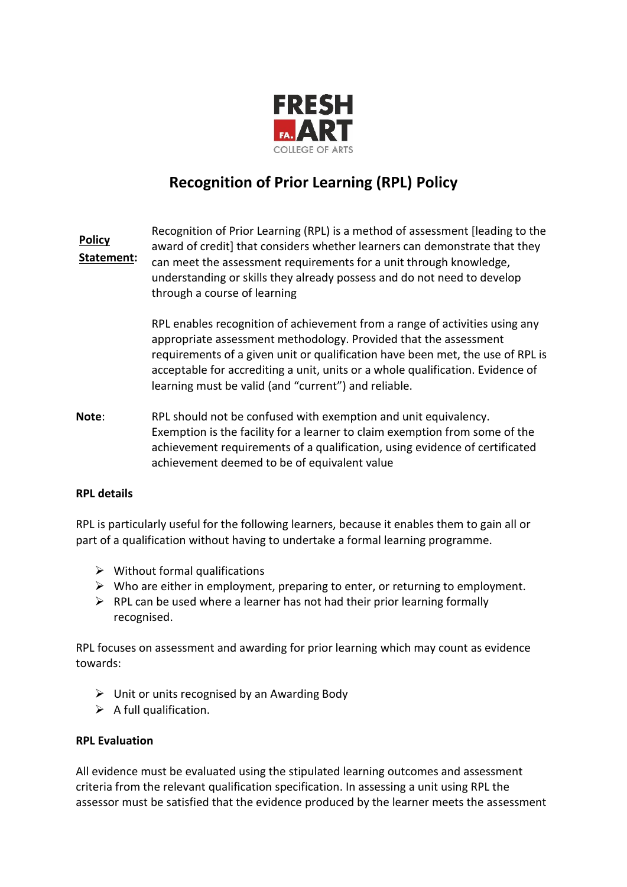FRESH ART

COLLEGE OF ARTS

# Recognition of Prior Learning (RPL) Policy

**Policy Statement:** Recognition of Prior Learning (RPL) is a method of assessment [leading to the award of credit] that considers whether learners can demonstrate that they can meet the assessment requirements for a unit through knowledge, understanding or skills they already possess and do not need to develop through a course of learning

RPL enables recognition of achievement from a range of activities using any appropriate assessment methodology. Provided that the assessment requirements of a given unit or qualification have been met, the use of RPL is acceptable for accrediting a unit, units or a whole qualification. Evidence of learning must be valid (and "current") and reliable.

**Note**: RPL should not be confused with exemption and unit equivalency. Exemption is the facility for a learner to claim exemption from some of the achievement requirements of a qualification, using evidence of certificated achievement deemed to be of equivalent value

**RPL details**

RPL is particularly useful for the following learners, because it enables them to gain all or part of a qualification without having to undertake a formal learning programme.

- Without formal qualifications
- Who are either in employment, preparing to enter, or returning to employment.
- RPL can be used where a learner has not had their prior learning formally recognised.

RPL focuses on assessment and awarding for prior learning which may count as evidence towards:

- Unit or units recognised by an Awarding Body
- A full qualification.

**RPL Evaluation**

All evidence must be evaluated using the stipulated learning outcomes and assessment criteria from the relevant qualification specification. In assessing a unit using RPL the assessor must be satisfied that the evidence produced by the learner meets the assessment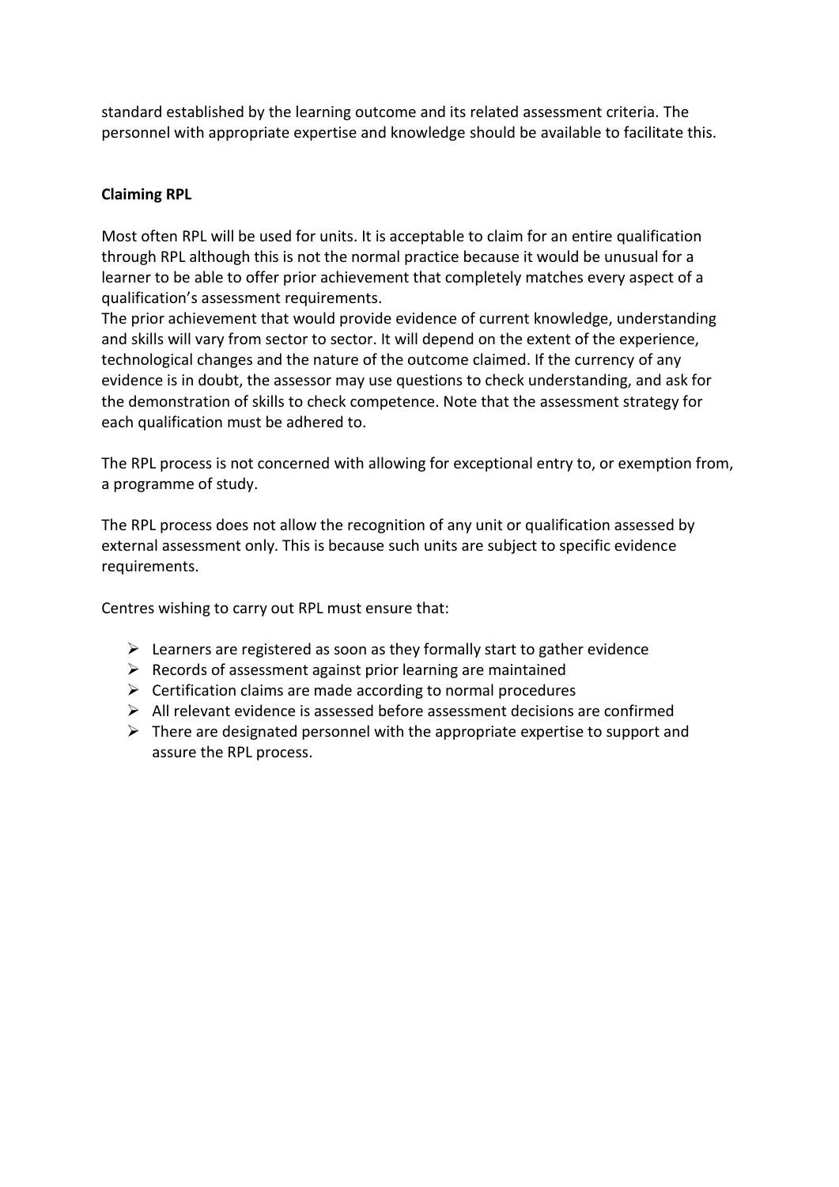standard established by the learning outcome and its related assessment criteria. The personnel with appropriate expertise and knowledge should be available to facilitate this.

**Claiming RPL**

Most often RPL will be used for units. It is acceptable to claim for an entire qualification through RPL although this is not the normal practice because it would be unusual for a learner to be able to offer prior achievement that completely matches every aspect of a qualification's assessment requirements.
The prior achievement that would provide evidence of current knowledge, understanding and skills will vary from sector to sector. It will depend on the extent of the experience, technological changes and the nature of the outcome claimed. If the currency of any evidence is in doubt, the assessor may use questions to check understanding, and ask for the demonstration of skills to check competence. Note that the assessment strategy for each qualification must be adhered to.

The RPL process is not concerned with allowing for exceptional entry to, or exemption from, a programme of study.

The RPL process does not allow the recognition of any unit or qualification assessed by external assessment only. This is because such units are subject to specific evidence requirements.

Centres wishing to carry out RPL must ensure that:

- Learners are registered as soon as they formally start to gather evidence
- Records of assessment against prior learning are maintained
- Certification claims are made according to normal procedures
- All relevant evidence is assessed before assessment decisions are confirmed
- There are designated personnel with the appropriate expertise to support and assure the RPL process.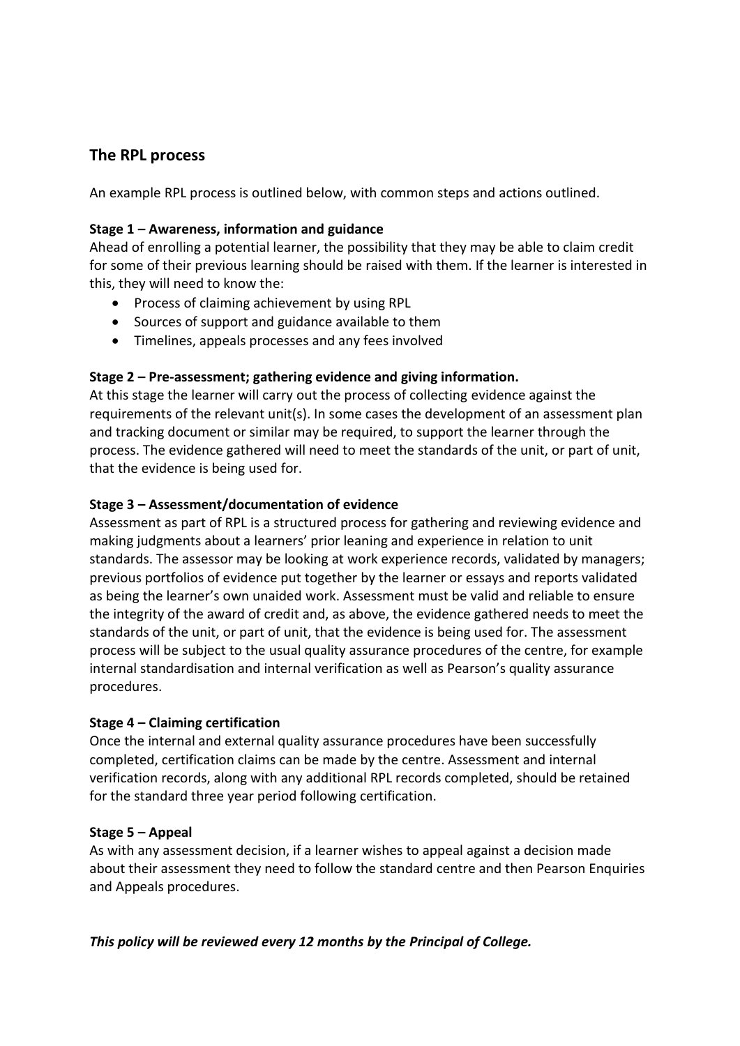## The RPL process

An example RPL process is outlined below, with common steps and actions outlined.

**Stage 1 – Awareness, information and guidance**

Ahead of enrolling a potential learner, the possibility that they may be able to claim credit for some of their previous learning should be raised with them. If the learner is interested in this, they will need to know the:

- Process of claiming achievement by using RPL
- Sources of support and guidance available to them
- Timelines, appeals processes and any fees involved

**Stage 2 – Pre-assessment; gathering evidence and giving information.**

At this stage the learner will carry out the process of collecting evidence against the requirements of the relevant unit(s). In some cases the development of an assessment plan and tracking document or similar may be required, to support the learner through the process. The evidence gathered will need to meet the standards of the unit, or part of unit, that the evidence is being used for.

**Stage 3 – Assessment/documentation of evidence**

Assessment as part of RPL is a structured process for gathering and reviewing evidence and making judgments about a learners' prior leaning and experience in relation to unit standards. The assessor may be looking at work experience records, validated by managers; previous portfolios of evidence put together by the learner or essays and reports validated as being the learner's own unaided work. Assessment must be valid and reliable to ensure the integrity of the award of credit and, as above, the evidence gathered needs to meet the standards of the unit, or part of unit, that the evidence is being used for. The assessment process will be subject to the usual quality assurance procedures of the centre, for example internal standardisation and internal verification as well as Pearson's quality assurance procedures.

**Stage 4 – Claiming certification**

Once the internal and external quality assurance procedures have been successfully completed, certification claims can be made by the centre. Assessment and internal verification records, along with any additional RPL records completed, should be retained for the standard three year period following certification.

**Stage 5 – Appeal**

As with any assessment decision, if a learner wishes to appeal against a decision made about their assessment they need to follow the standard centre and then Pearson Enquiries and Appeals procedures.

***This policy will be reviewed every 12 months by the Principal of College.***